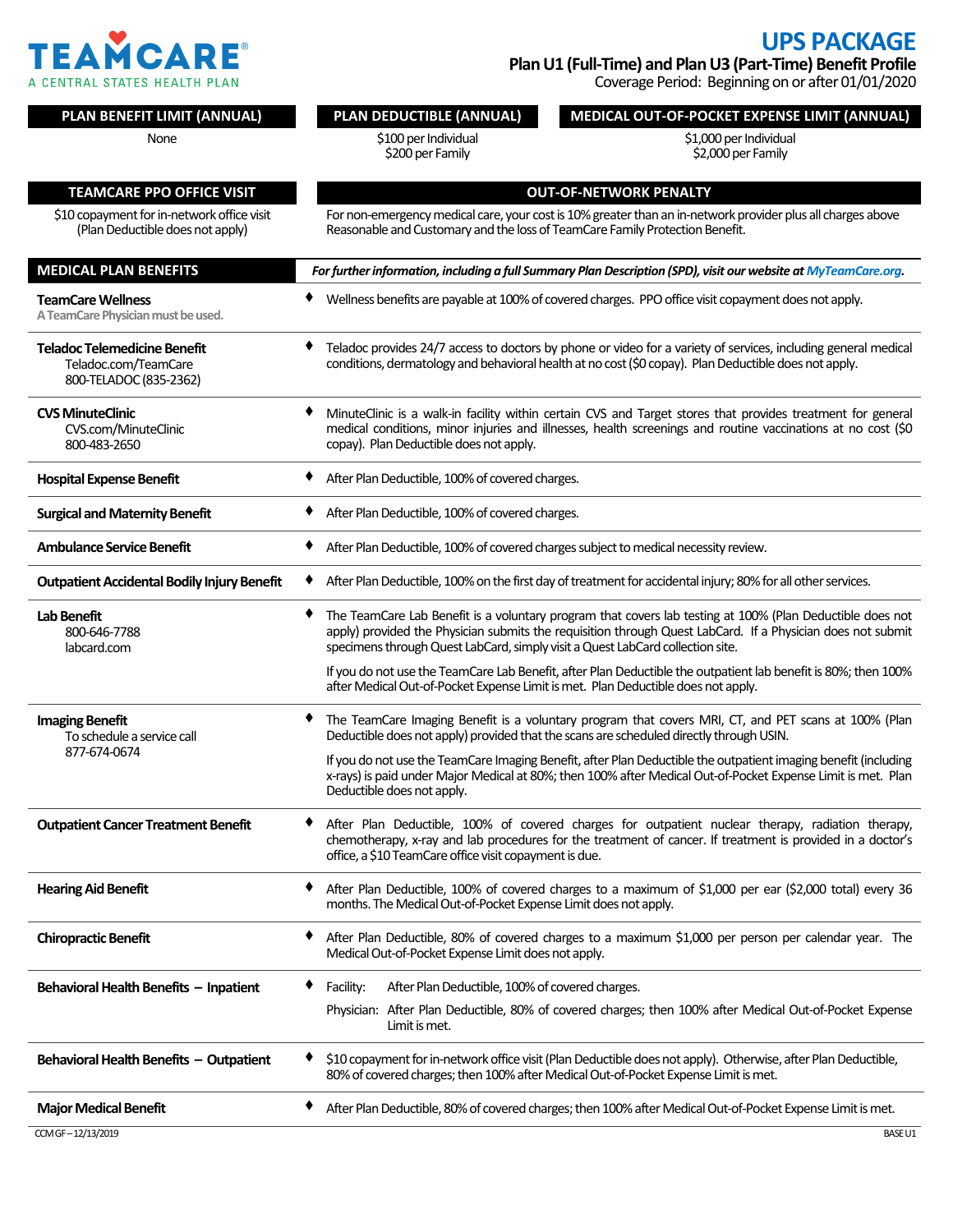# TEAMCARE®

A CENTRAL STATES HEALTH PLAN

## UPS PACKAGE

**Plan U1 (Full-Time) and Plan U3 (Part-Time) Benefit Profile**

Coverage Period: Beginning on or after 01/01/2020

| PLAN BENEFIT LIMIT (ANNUAL) | PLAN DEDUCTIBLE (ANNUAL) | MEDICAL OUT-OF-POCKET EXPENSE LIMIT (ANNUAL) |
|---|---|---|
| None | $100 per Individual<br>$200 per Family | $1,000 per Individual<br>$2,000 per Family |

| TEAMCARE PPO OFFICE VISIT | OUT-OF-NETWORK PENALTY |
|---|---|
| $10 copayment for in-network office visit (Plan Deductible does not apply) | For non-emergency medical care, your cost is 10% greater than an in-network provider plus all charges above Reasonable and Customary and the loss of TeamCare Family Protection Benefit. |

| MEDICAL PLAN BENEFITS | *For further information, including a full Summary Plan Description (SPD), visit our website at MyTeamCare.org.* |
|---|---|
| **TeamCare Wellness**<br>A TeamCare Physician must be used. | ♦ Wellness benefits are payable at 100% of covered charges. PPO office visit copayment does not apply. |
| **Teladoc Telemedicine Benefit**<br>Teladoc.com/TeamCare<br>800-TELADOC (835-2362) | ♦ Teladoc provides 24/7 access to doctors by phone or video for a variety of services, including general medical conditions, dermatology and behavioral health at no cost ($0 copay). Plan Deductible does not apply. |
| **CVS MinuteClinic**<br>CVS.com/MinuteClinic<br>800-483-2650 | ♦ MinuteClinic is a walk-in facility within certain CVS and Target stores that provides treatment for general medical conditions, minor injuries and illnesses, health screenings and routine vaccinations at no cost ($0 copay). Plan Deductible does not apply. |
| **Hospital Expense Benefit** | ♦ After Plan Deductible, 100% of covered charges. |
| **Surgical and Maternity Benefit** | ♦ After Plan Deductible, 100% of covered charges. |
| **Ambulance Service Benefit** | ♦ After Plan Deductible, 100% of covered charges subject to medical necessity review. |
| **Outpatient Accidental Bodily Injury Benefit** | ♦ After Plan Deductible, 100% on the first day of treatment for accidental injury; 80% for all other services. |
| **Lab Benefit**<br>800-646-7788<br>labcard.com | ♦ The TeamCare Lab Benefit is a voluntary program that covers lab testing at 100% (Plan Deductible does not apply) provided the Physician submits the requisition through Quest LabCard. If a Physician does not submit specimens through Quest LabCard, simply visit a Quest LabCard collection site.<br><br>If you do not use the TeamCare Lab Benefit, after Plan Deductible the outpatient lab benefit is 80%; then 100% after Medical Out-of-Pocket Expense Limit is met. Plan Deductible does not apply. |
| **Imaging Benefit**<br>To schedule a service call<br>877-674-0674 | ♦ The TeamCare Imaging Benefit is a voluntary program that covers MRI, CT, and PET scans at 100% (Plan Deductible does not apply) provided that the scans are scheduled directly through USIN.<br><br>If you do not use the TeamCare Imaging Benefit, after Plan Deductible the outpatient imaging benefit (including x-rays) is paid under Major Medical at 80%; then 100% after Medical Out-of-Pocket Expense Limit is met. Plan Deductible does not apply. |
| **Outpatient Cancer Treatment Benefit** | ♦ After Plan Deductible, 100% of covered charges for outpatient nuclear therapy, radiation therapy, chemotherapy, x-ray and lab procedures for the treatment of cancer. If treatment is provided in a doctor's office, a $10 TeamCare office visit copayment is due. |
| **Hearing Aid Benefit** | ♦ After Plan Deductible, 100% of covered charges to a maximum of $1,000 per ear ($2,000 total) every 36 months. The Medical Out-of-Pocket Expense Limit does not apply. |
| **Chiropractic Benefit** | ♦ After Plan Deductible, 80% of covered charges to a maximum $1,000 per person per calendar year. The Medical Out-of-Pocket Expense Limit does not apply. |
| **Behavioral Health Benefits – Inpatient** | ♦ Facility: After Plan Deductible, 100% of covered charges.<br><br>Physician: After Plan Deductible, 80% of covered charges; then 100% after Medical Out-of-Pocket Expense Limit is met. |
| **Behavioral Health Benefits – Outpatient** | ♦ $10 copayment for in-network office visit (Plan Deductible does not apply). Otherwise, after Plan Deductible, 80% of covered charges; then 100% after Medical Out-of-Pocket Expense Limit is met. |
| **Major Medical Benefit** | ♦ After Plan Deductible, 80% of covered charges; then 100% after Medical Out-of-Pocket Expense Limit is met. |

CCM GF – 12/13/2019 BASE U1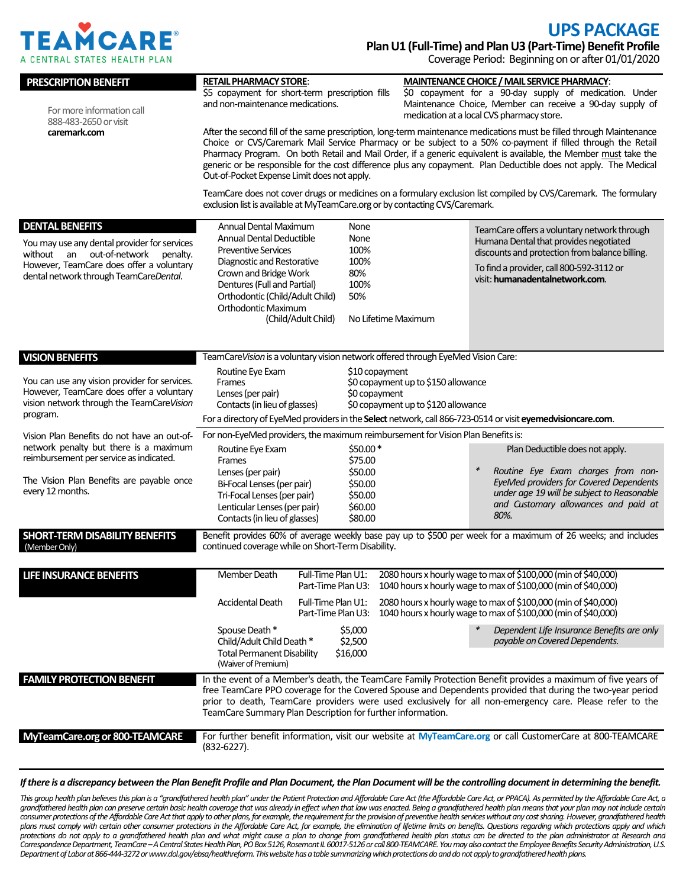TEAMCARE®
A CENTRAL STATES HEALTH PLAN

# UPS PACKAGE

## Plan U1 (Full-Time) and Plan U3 (Part-Time) Benefit Profile

Coverage Period: Beginning on or after 01/01/2020

## PRESCRIPTION BENEFIT

For more information call 888-483-2650 or visit **caremark.com**

**RETAIL PHARMACY STORE**:
$5 copayment for short-term prescription fills and non-maintenance medications.

**MAINTENANCE CHOICE / MAIL SERVICE PHARMACY**:
$0 copayment for a 90-day supply of medication. Under Maintenance Choice, Member can receive a 90-day supply of medication at a local CVS pharmacy store.

After the second fill of the same prescription, long-term maintenance medications must be filled through Maintenance Choice or CVS/Caremark Mail Service Pharmacy or be subject to a 50% co-payment if filled through the Retail Pharmacy Program. On both Retail and Mail Order, if a generic equivalent is available, the Member must take the generic or be responsible for the cost difference plus any copayment. Plan Deductible does not apply. The Medical Out-of-Pocket Expense Limit does not apply.

TeamCare does not cover drugs or medicines on a formulary exclusion list compiled by CVS/Caremark. The formulary exclusion list is available at MyTeamCare.org or by contacting CVS/Caremark.

## DENTAL BENEFITS

You may use any dental provider for services without an out-of-network penalty. However, TeamCare does offer a voluntary dental network through TeamCare*Dental*.

| | |
|---|---|
| Annual Dental Maximum | None |
| Annual Dental Deductible | None |
| Preventive Services | 100% |
| Diagnostic and Restorative | 100% |
| Crown and Bridge Work | 80% |
| Dentures (Full and Partial) | 100% |
| Orthodontic (Child/Adult Child) | 50% |
| Orthodontic Maximum (Child/Adult Child) | No Lifetime Maximum |

TeamCare offers a voluntary network through Humana Dental that provides negotiated discounts and protection from balance billing.

To find a provider, call 800-592-3112 or visit: **humanadentalnetwork.com**.

## VISION BENEFITS

You can use any vision provider for services. However, TeamCare does offer a voluntary vision network through the TeamCare*Vision* program.

Vision Plan Benefits do not have an out-of-network penalty but there is a maximum reimbursement per service as indicated.

The Vision Plan Benefits are payable once every 12 months.

TeamCare*Vision* is a voluntary vision network offered through EyeMed Vision Care:

| | |
|---|---|
| Routine Eye Exam | $10 copayment |
| Frames | $0 copayment up to $150 allowance |
| Lenses (per pair) | $0 copayment |
| Contacts (in lieu of glasses) | $0 copayment up to $120 allowance |

For a directory of EyeMed providers in the **Select** network, call 866-723-0514 or visit **eyemedvisioncare.com**.

For non-EyeMed providers, the maximum reimbursement for Vision Plan Benefits is:

| | |
|---|---|
| Routine Eye Exam | $50.00 * |
| Frames | $75.00 |
| Lenses (per pair) | $50.00 |
| Bi-Focal Lenses (per pair) | $50.00 |
| Tri-Focal Lenses (per pair) | $50.00 |
| Lenticular Lenses (per pair) | $60.00 |
| Contacts (in lieu of glasses) | $80.00 |

Plan Deductible does not apply.

* *Routine Eye Exam charges from non-EyeMed providers for Covered Dependents under age 19 will be subject to Reasonable and Customary allowances and paid at 80%.*

## SHORT-TERM DISABILITY BENEFITS (Member Only)

Benefit provides 60% of average weekly base pay up to $500 per week for a maximum of 26 weeks; and includes continued coverage while on Short-Term Disability.

## LIFE INSURANCE BENEFITS

| | | |
|---|---|---|
| Member Death | Full-Time Plan U1: | 2080 hours x hourly wage to max of $100,000 (min of $40,000) |
| | Part-Time Plan U3: | 1040 hours x hourly wage to max of $100,000 (min of $40,000) |
| Accidental Death | Full-Time Plan U1: | 2080 hours x hourly wage to max of $100,000 (min of $40,000) |
| | Part-Time Plan U3: | 1040 hours x hourly wage to max of $100,000 (min of $40,000) |

| | |
|---|---|
| Spouse Death * | $5,000 |
| Child/Adult Child Death * | $2,500 |
| Total Permanent Disability (Waiver of Premium) | $16,000 |

* *Dependent Life Insurance Benefits are only payable on Covered Dependents.*

## FAMILY PROTECTION BENEFIT

In the event of a Member's death, the TeamCare Family Protection Benefit provides a maximum of five years of free TeamCare PPO coverage for the Covered Spouse and Dependents provided that during the two-year period prior to death, TeamCare providers were used exclusively for all non-emergency care. Please refer to the TeamCare Summary Plan Description for further information.

## MyTeamCare.org or 800-TEAMCARE

For further benefit information, visit our website at **MyTeamCare.org** or call CustomerCare at 800-TEAMCARE (832-6227).

***If there is a discrepancy between the Plan Benefit Profile and Plan Document, the Plan Document will be the controlling document in determining the benefit.***

*This group health plan believes this plan is a "grandfathered health plan" under the Patient Protection and Affordable Care Act (the Affordable Care Act, or PPACA). As permitted by the Affordable Care Act, a grandfathered health plan can preserve certain basic health coverage that was already in effect when that law was enacted. Being a grandfathered health plan means that your plan may not include certain consumer protections of the Affordable Care Act that apply to other plans, for example, the requirement for the provision of preventive health services without any cost sharing. However, grandfathered health plans must comply with certain other consumer protections in the Affordable Care Act, for example, the elimination of lifetime limits on benefits. Questions regarding which protections apply and which protections do not apply to a grandfathered health plan and what might cause a plan to change from grandfathered health plan status can be directed to the plan administrator at Research and Correspondence Department, TeamCare – A Central States Health Plan, PO Box 5126, Rosemont IL 60017-5126 or call 800-TEAMCARE. You may also contact the Employee Benefits Security Administration, U.S. Department of Labor at 866-444-3272 or www.dol.gov/ebsa/healthreform. This website has a table summarizing which protections do and do not apply to grandfathered health plans.*